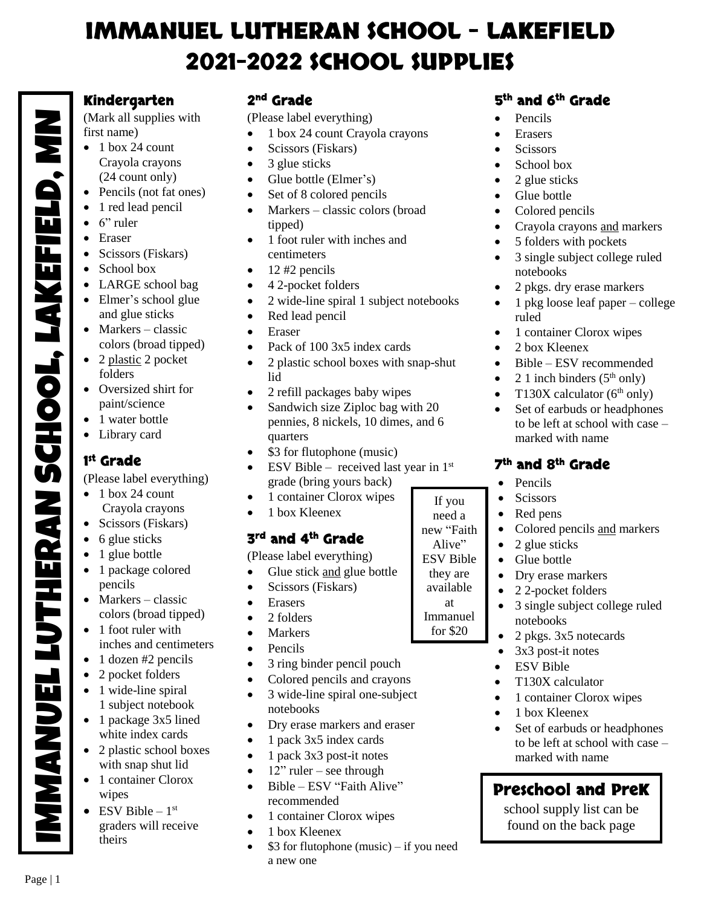# IMMANUEL LUTHERAN SCHOOL – LAKEFIELD
# 2021-2022 SCHOOL SUPPLIES

IMMANUEL LUTHERAN SCHOOL, LAKEFIELD, MN

## Kindergarten

(Mark all supplies with first name)

- 1 box 24 count Crayola crayons (24 count only)
- Pencils (not fat ones)
- 1 red lead pencil
- 6" ruler
- Eraser
- Scissors (Fiskars)
- School box
- LARGE school bag
- Elmer's school glue and glue sticks
- Markers – classic colors (broad tipped)
- 2 plastic 2 pocket folders
- Oversized shirt for paint/science
- 1 water bottle
- Library card

## 1st Grade

(Please label everything)

- 1 box 24 count Crayola crayons
- Scissors (Fiskars)
- 6 glue sticks
- 1 glue bottle
- 1 package colored pencils
- Markers – classic colors (broad tipped)
- 1 foot ruler with inches and centimeters
- 1 dozen #2 pencils
- 2 pocket folders
- 1 wide-line spiral 1 subject notebook
- 1 package 3x5 lined white index cards
- 2 plastic school boxes with snap shut lid
- 1 container Clorox wipes
- ESV Bible – 1st graders will receive theirs

## 2nd Grade

(Please label everything)

- 1 box 24 count Crayola crayons
- Scissors (Fiskars)
- 3 glue sticks
- Glue bottle (Elmer's)
- Set of 8 colored pencils
- Markers – classic colors (broad tipped)
- 1 foot ruler with inches and centimeters
- 12 #2 pencils
- 4 2-pocket folders
- 2 wide-line spiral 1 subject notebooks
- Red lead pencil
- Eraser
- Pack of 100 3x5 index cards
- 2 plastic school boxes with snap-shut lid
- 2 refill packages baby wipes
- Sandwich size Ziploc bag with 20 pennies, 8 nickels, 10 dimes, and 6 quarters
- $3 for flutophone (music)
- ESV Bible – received last year in 1st grade (bring yours back)
- 1 container Clorox wipes
- 1 box Kleenex

If you need a new "Faith Alive" ESV Bible they are available at Immanuel for $20

## 3rd and 4th Grade

(Please label everything)

- Glue stick and glue bottle
- Scissors (Fiskars)
- Erasers
- 2 folders
- Markers
- Pencils
- 3 ring binder pencil pouch
- Colored pencils and crayons
- 3 wide-line spiral one-subject notebooks
- Dry erase markers and eraser
- 1 pack 3x5 index cards
- 1 pack 3x3 post-it notes
- 12" ruler – see through
- Bible – ESV "Faith Alive" recommended
- 1 container Clorox wipes
- 1 box Kleenex
- $3 for flutophone (music) – if you need a new one

## 5th and 6th Grade

- Pencils
- Erasers
- Scissors
- School box
- 2 glue sticks
- Glue bottle
- Colored pencils
- Crayola crayons and markers
- 5 folders with pockets
- 3 single subject college ruled notebooks
- 2 pkgs. dry erase markers
- 1 pkg loose leaf paper – college ruled
- 1 container Clorox wipes
- 2 box Kleenex
- Bible – ESV recommended
- 2 1 inch binders (5th only)
- T130X calculator (6th only)
- Set of earbuds or headphones to be left at school with case – marked with name

## 7th and 8th Grade

- Pencils
- Scissors
- Red pens
- Colored pencils and markers
- 2 glue sticks
- Glue bottle
- Dry erase markers
- 2 2-pocket folders
- 3 single subject college ruled notebooks
- 2 pkgs. 3x5 notecards
- 3x3 post-it notes
- ESV Bible
- T130X calculator
- 1 container Clorox wipes
- 1 box Kleenex
- Set of earbuds or headphones to be left at school with case – marked with name

## Preschool and PreK

school supply list can be found on the back page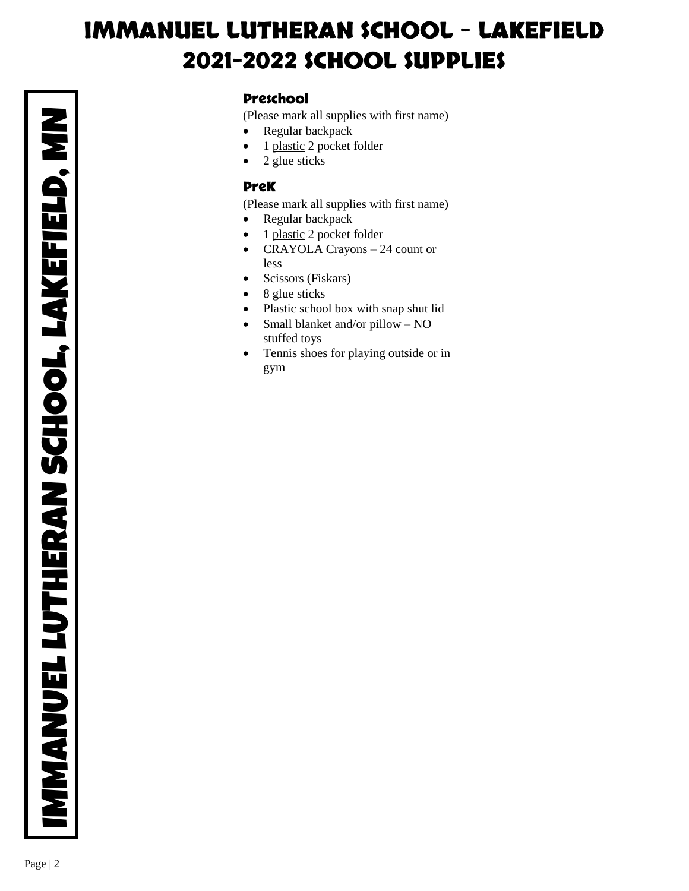# IMMANUEL LUTHERAN SCHOOL – LAKEFIELD
# 2021-2022 SCHOOL SUPPLIES

IMMANUEL LUTHERAN SCHOOL, LAKEFIELD, MN

### Preschool

(Please mark all supplies with first name)

- Regular backpack
- 1 plastic 2 pocket folder
- 2 glue sticks

### PreK

(Please mark all supplies with first name)

- Regular backpack
- 1 plastic 2 pocket folder
- CRAYOLA Crayons – 24 count or less
- Scissors (Fiskars)
- 8 glue sticks
- Plastic school box with snap shut lid
- Small blanket and/or pillow – NO stuffed toys
- Tennis shoes for playing outside or in gym